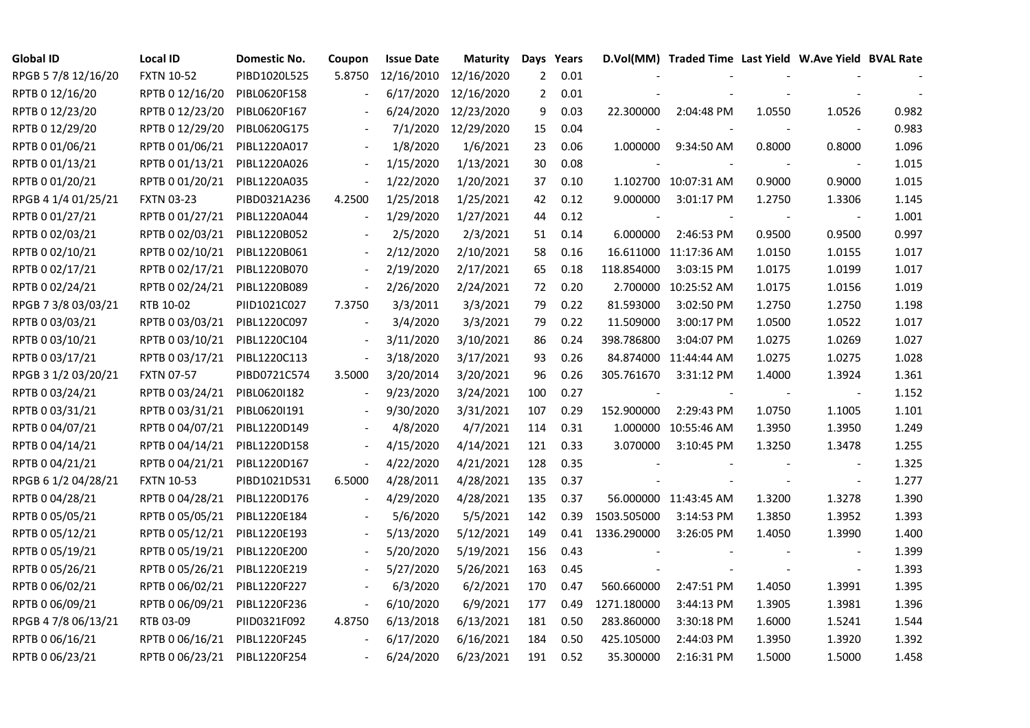| Global ID | Local ID | Domestic No. | Coupon | Issue Date | Maturity | Days | Years | D.Vol(MM) | Traded Time | Last Yield | W.Ave Yield | BVAL Rate |
|---|---|---|---|---|---|---|---|---|---|---|---|---|
| RPGB 5 7/8 12/16/20 | FXTN 10-52 | PIBD1020L525 | 5.8750 | 12/16/2010 | 12/16/2020 | 2 | 0.01 | - | - | - | - | - |
| RPTB 0 12/16/20 | RPTB 0 12/16/20 | PIBL0620F158 | - | 6/17/2020 | 12/16/2020 | 2 | 0.01 | - | - | - | - | - |
| RPTB 0 12/23/20 | RPTB 0 12/23/20 | PIBL0620F167 | - | 6/24/2020 | 12/23/2020 | 9 | 0.03 | 22.300000 | 2:04:48 PM | 1.0550 | 1.0526 | 0.982 |
| RPTB 0 12/29/20 | RPTB 0 12/29/20 | PIBL0620G175 | - | 7/1/2020 | 12/29/2020 | 15 | 0.04 | - | - | - | - | 0.983 |
| RPTB 0 01/06/21 | RPTB 0 01/06/21 | PIBL1220A017 | - | 1/8/2020 | 1/6/2021 | 23 | 0.06 | 1.000000 | 9:34:50 AM | 0.8000 | 0.8000 | 1.096 |
| RPTB 0 01/13/21 | RPTB 0 01/13/21 | PIBL1220A026 | - | 1/15/2020 | 1/13/2021 | 30 | 0.08 | - | - | - | - | 1.015 |
| RPTB 0 01/20/21 | RPTB 0 01/20/21 | PIBL1220A035 | - | 1/22/2020 | 1/20/2021 | 37 | 0.10 | 1.102700 | 10:07:31 AM | 0.9000 | 0.9000 | 1.015 |
| RPGB 4 1/4 01/25/21 | FXTN 03-23 | PIBD0321A236 | 4.2500 | 1/25/2018 | 1/25/2021 | 42 | 0.12 | 9.000000 | 3:01:17 PM | 1.2750 | 1.3306 | 1.145 |
| RPTB 0 01/27/21 | RPTB 0 01/27/21 | PIBL1220A044 | - | 1/29/2020 | 1/27/2021 | 44 | 0.12 | - | - | - | - | 1.001 |
| RPTB 0 02/03/21 | RPTB 0 02/03/21 | PIBL1220B052 | - | 2/5/2020 | 2/3/2021 | 51 | 0.14 | 6.000000 | 2:46:53 PM | 0.9500 | 0.9500 | 0.997 |
| RPTB 0 02/10/21 | RPTB 0 02/10/21 | PIBL1220B061 | - | 2/12/2020 | 2/10/2021 | 58 | 0.16 | 16.611000 | 11:17:36 AM | 1.0150 | 1.0155 | 1.017 |
| RPTB 0 02/17/21 | RPTB 0 02/17/21 | PIBL1220B070 | - | 2/19/2020 | 2/17/2021 | 65 | 0.18 | 118.854000 | 3:03:15 PM | 1.0175 | 1.0199 | 1.017 |
| RPTB 0 02/24/21 | RPTB 0 02/24/21 | PIBL1220B089 | - | 2/26/2020 | 2/24/2021 | 72 | 0.20 | 2.700000 | 10:25:52 AM | 1.0175 | 1.0156 | 1.019 |
| RPGB 7 3/8 03/03/21 | RTB 10-02 | PIID1021C027 | 7.3750 | 3/3/2011 | 3/3/2021 | 79 | 0.22 | 81.593000 | 3:02:50 PM | 1.2750 | 1.2750 | 1.198 |
| RPTB 0 03/03/21 | RPTB 0 03/03/21 | PIBL1220C097 | - | 3/4/2020 | 3/3/2021 | 79 | 0.22 | 11.509000 | 3:00:17 PM | 1.0500 | 1.0522 | 1.017 |
| RPTB 0 03/10/21 | RPTB 0 03/10/21 | PIBL1220C104 | - | 3/11/2020 | 3/10/2021 | 86 | 0.24 | 398.786800 | 3:04:07 PM | 1.0275 | 1.0269 | 1.027 |
| RPTB 0 03/17/21 | RPTB 0 03/17/21 | PIBL1220C113 | - | 3/18/2020 | 3/17/2021 | 93 | 0.26 | 84.874000 | 11:44:44 AM | 1.0275 | 1.0275 | 1.028 |
| RPGB 3 1/2 03/20/21 | FXTN 07-57 | PIBD0721C574 | 3.5000 | 3/20/2014 | 3/20/2021 | 96 | 0.26 | 305.761670 | 3:31:12 PM | 1.4000 | 1.3924 | 1.361 |
| RPTB 0 03/24/21 | RPTB 0 03/24/21 | PIBL0620I182 | - | 9/23/2020 | 3/24/2021 | 100 | 0.27 | - | - | - | - | 1.152 |
| RPTB 0 03/31/21 | RPTB 0 03/31/21 | PIBL0620I191 | - | 9/30/2020 | 3/31/2021 | 107 | 0.29 | 152.900000 | 2:29:43 PM | 1.0750 | 1.1005 | 1.101 |
| RPTB 0 04/07/21 | RPTB 0 04/07/21 | PIBL1220D149 | - | 4/8/2020 | 4/7/2021 | 114 | 0.31 | 1.000000 | 10:55:46 AM | 1.3950 | 1.3950 | 1.249 |
| RPTB 0 04/14/21 | RPTB 0 04/14/21 | PIBL1220D158 | - | 4/15/2020 | 4/14/2021 | 121 | 0.33 | 3.070000 | 3:10:45 PM | 1.3250 | 1.3478 | 1.255 |
| RPTB 0 04/21/21 | RPTB 0 04/21/21 | PIBL1220D167 | - | 4/22/2020 | 4/21/2021 | 128 | 0.35 | - | - | - | - | 1.325 |
| RPGB 6 1/2 04/28/21 | FXTN 10-53 | PIBD1021D531 | 6.5000 | 4/28/2011 | 4/28/2021 | 135 | 0.37 | - | - | - | - | 1.277 |
| RPTB 0 04/28/21 | RPTB 0 04/28/21 | PIBL1220D176 | - | 4/29/2020 | 4/28/2021 | 135 | 0.37 | 56.000000 | 11:43:45 AM | 1.3200 | 1.3278 | 1.390 |
| RPTB 0 05/05/21 | RPTB 0 05/05/21 | PIBL1220E184 | - | 5/6/2020 | 5/5/2021 | 142 | 0.39 | 1503.505000 | 3:14:53 PM | 1.3850 | 1.3952 | 1.393 |
| RPTB 0 05/12/21 | RPTB 0 05/12/21 | PIBL1220E193 | - | 5/13/2020 | 5/12/2021 | 149 | 0.41 | 1336.290000 | 3:26:05 PM | 1.4050 | 1.3990 | 1.400 |
| RPTB 0 05/19/21 | RPTB 0 05/19/21 | PIBL1220E200 | - | 5/20/2020 | 5/19/2021 | 156 | 0.43 | - | - | - | - | 1.399 |
| RPTB 0 05/26/21 | RPTB 0 05/26/21 | PIBL1220E219 | - | 5/27/2020 | 5/26/2021 | 163 | 0.45 | - | - | - | - | 1.393 |
| RPTB 0 06/02/21 | RPTB 0 06/02/21 | PIBL1220F227 | - | 6/3/2020 | 6/2/2021 | 170 | 0.47 | 560.660000 | 2:47:51 PM | 1.4050 | 1.3991 | 1.395 |
| RPTB 0 06/09/21 | RPTB 0 06/09/21 | PIBL1220F236 | - | 6/10/2020 | 6/9/2021 | 177 | 0.49 | 1271.180000 | 3:44:13 PM | 1.3905 | 1.3981 | 1.396 |
| RPGB 4 7/8 06/13/21 | RTB 03-09 | PIID0321F092 | 4.8750 | 6/13/2018 | 6/13/2021 | 181 | 0.50 | 283.860000 | 3:30:18 PM | 1.6000 | 1.5241 | 1.544 |
| RPTB 0 06/16/21 | RPTB 0 06/16/21 | PIBL1220F245 | - | 6/17/2020 | 6/16/2021 | 184 | 0.50 | 425.105000 | 2:44:03 PM | 1.3950 | 1.3920 | 1.392 |
| RPTB 0 06/23/21 | RPTB 0 06/23/21 | PIBL1220F254 | - | 6/24/2020 | 6/23/2021 | 191 | 0.52 | 35.300000 | 2:16:31 PM | 1.5000 | 1.5000 | 1.458 |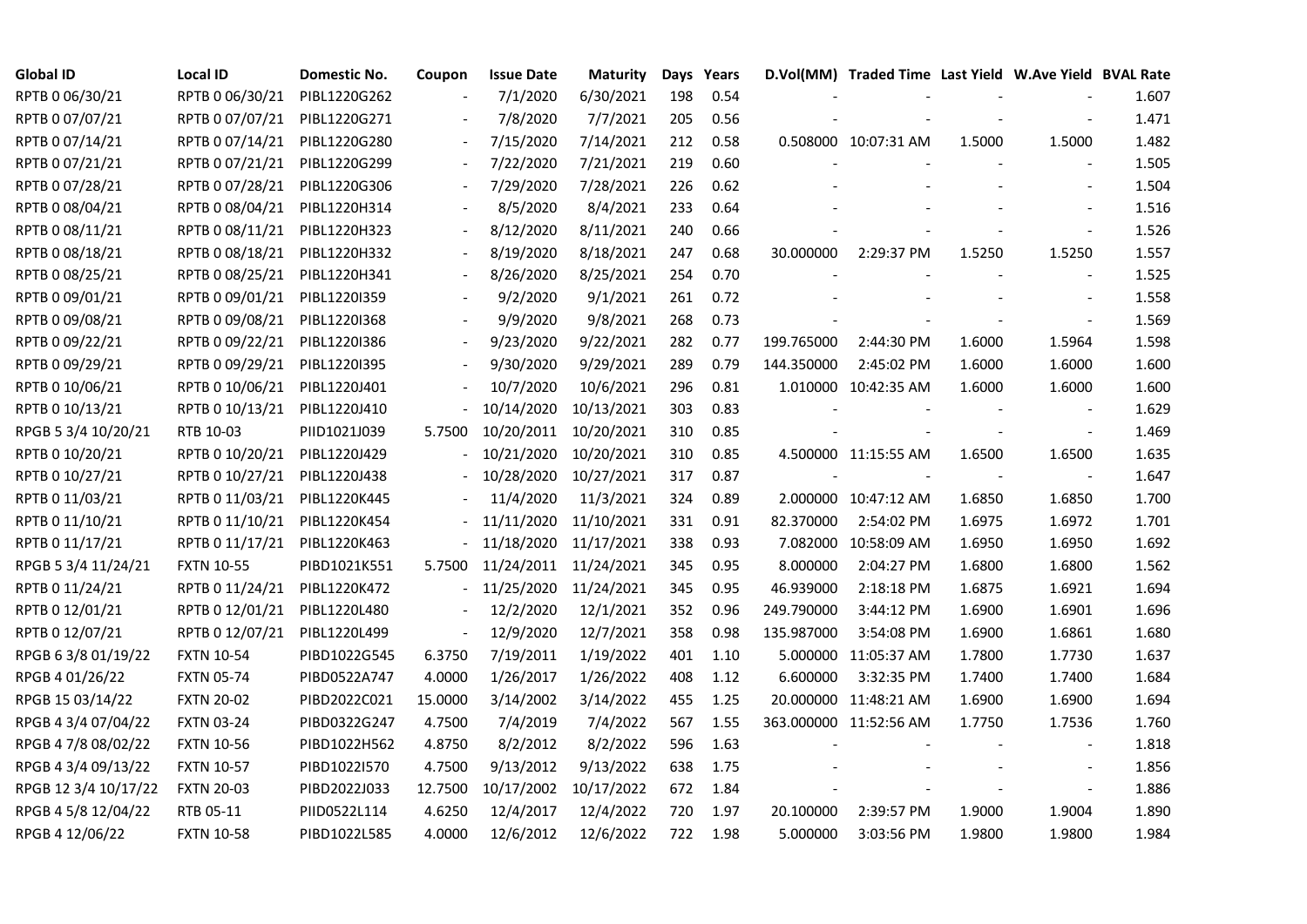| Global ID | Local ID | Domestic No. | Coupon | Issue Date | Maturity | Days | Years | D.Vol(MM) | Traded Time | Last Yield | W.Ave Yield | BVAL Rate |
|---|---|---|---|---|---|---|---|---|---|---|---|---|
| RPTB 0 06/30/21 | RPTB 0 06/30/21 | PIBL1220G262 | - | 7/1/2020 | 6/30/2021 | 198 | 0.54 | - | - | - | - | 1.607 |
| RPTB 0 07/07/21 | RPTB 0 07/07/21 | PIBL1220G271 | - | 7/8/2020 | 7/7/2021 | 205 | 0.56 | - | - | - | - | 1.471 |
| RPTB 0 07/14/21 | RPTB 0 07/14/21 | PIBL1220G280 | - | 7/15/2020 | 7/14/2021 | 212 | 0.58 | 0.508000 | 10:07:31 AM | 1.5000 | 1.5000 | 1.482 |
| RPTB 0 07/21/21 | RPTB 0 07/21/21 | PIBL1220G299 | - | 7/22/2020 | 7/21/2021 | 219 | 0.60 | - | - | - | - | 1.505 |
| RPTB 0 07/28/21 | RPTB 0 07/28/21 | PIBL1220G306 | - | 7/29/2020 | 7/28/2021 | 226 | 0.62 | - | - | - | - | 1.504 |
| RPTB 0 08/04/21 | RPTB 0 08/04/21 | PIBL1220H314 | - | 8/5/2020 | 8/4/2021 | 233 | 0.64 | - | - | - | - | 1.516 |
| RPTB 0 08/11/21 | RPTB 0 08/11/21 | PIBL1220H323 | - | 8/12/2020 | 8/11/2021 | 240 | 0.66 | - | - | - | - | 1.526 |
| RPTB 0 08/18/21 | RPTB 0 08/18/21 | PIBL1220H332 | - | 8/19/2020 | 8/18/2021 | 247 | 0.68 | 30.000000 | 2:29:37 PM | 1.5250 | 1.5250 | 1.557 |
| RPTB 0 08/25/21 | RPTB 0 08/25/21 | PIBL1220H341 | - | 8/26/2020 | 8/25/2021 | 254 | 0.70 | - | - | - | - | 1.525 |
| RPTB 0 09/01/21 | RPTB 0 09/01/21 | PIBL1220I359 | - | 9/2/2020 | 9/1/2021 | 261 | 0.72 | - | - | - | - | 1.558 |
| RPTB 0 09/08/21 | RPTB 0 09/08/21 | PIBL1220I368 | - | 9/9/2020 | 9/8/2021 | 268 | 0.73 | - | - | - | - | 1.569 |
| RPTB 0 09/22/21 | RPTB 0 09/22/21 | PIBL1220I386 | - | 9/23/2020 | 9/22/2021 | 282 | 0.77 | 199.765000 | 2:44:30 PM | 1.6000 | 1.5964 | 1.598 |
| RPTB 0 09/29/21 | RPTB 0 09/29/21 | PIBL1220I395 | - | 9/30/2020 | 9/29/2021 | 289 | 0.79 | 144.350000 | 2:45:02 PM | 1.6000 | 1.6000 | 1.600 |
| RPTB 0 10/06/21 | RPTB 0 10/06/21 | PIBL1220J401 | - | 10/7/2020 | 10/6/2021 | 296 | 0.81 | 1.010000 | 10:42:35 AM | 1.6000 | 1.6000 | 1.600 |
| RPTB 0 10/13/21 | RPTB 0 10/13/21 | PIBL1220J410 | - | 10/14/2020 | 10/13/2021 | 303 | 0.83 | - | - | - | - | 1.629 |
| RPGB 5 3/4 10/20/21 | RTB 10-03 | PIID1021J039 | 5.7500 | 10/20/2011 | 10/20/2021 | 310 | 0.85 | - | - | - | - | 1.469 |
| RPTB 0 10/20/21 | RPTB 0 10/20/21 | PIBL1220J429 | - | 10/21/2020 | 10/20/2021 | 310 | 0.85 | 4.500000 | 11:15:55 AM | 1.6500 | 1.6500 | 1.635 |
| RPTB 0 10/27/21 | RPTB 0 10/27/21 | PIBL1220J438 | - | 10/28/2020 | 10/27/2021 | 317 | 0.87 | - | - | - | - | 1.647 |
| RPTB 0 11/03/21 | RPTB 0 11/03/21 | PIBL1220K445 | - | 11/4/2020 | 11/3/2021 | 324 | 0.89 | 2.000000 | 10:47:12 AM | 1.6850 | 1.6850 | 1.700 |
| RPTB 0 11/10/21 | RPTB 0 11/10/21 | PIBL1220K454 | - | 11/11/2020 | 11/10/2021 | 331 | 0.91 | 82.370000 | 2:54:02 PM | 1.6975 | 1.6972 | 1.701 |
| RPTB 0 11/17/21 | RPTB 0 11/17/21 | PIBL1220K463 | - | 11/18/2020 | 11/17/2021 | 338 | 0.93 | 7.082000 | 10:58:09 AM | 1.6950 | 1.6950 | 1.692 |
| RPGB 5 3/4 11/24/21 | FXTN 10-55 | PIBD1021K551 | 5.7500 | 11/24/2011 | 11/24/2021 | 345 | 0.95 | 8.000000 | 2:04:27 PM | 1.6800 | 1.6800 | 1.562 |
| RPTB 0 11/24/21 | RPTB 0 11/24/21 | PIBL1220K472 | - | 11/25/2020 | 11/24/2021 | 345 | 0.95 | 46.939000 | 2:18:18 PM | 1.6875 | 1.6921 | 1.694 |
| RPTB 0 12/01/21 | RPTB 0 12/01/21 | PIBL1220L480 | - | 12/2/2020 | 12/1/2021 | 352 | 0.96 | 249.790000 | 3:44:12 PM | 1.6900 | 1.6901 | 1.696 |
| RPTB 0 12/07/21 | RPTB 0 12/07/21 | PIBL1220L499 | - | 12/9/2020 | 12/7/2021 | 358 | 0.98 | 135.987000 | 3:54:08 PM | 1.6900 | 1.6861 | 1.680 |
| RPGB 6 3/8 01/19/22 | FXTN 10-54 | PIBD1022G545 | 6.3750 | 7/19/2011 | 1/19/2022 | 401 | 1.10 | 5.000000 | 11:05:37 AM | 1.7800 | 1.7730 | 1.637 |
| RPGB 4 01/26/22 | FXTN 05-74 | PIBD0522A747 | 4.0000 | 1/26/2017 | 1/26/2022 | 408 | 1.12 | 6.600000 | 3:32:35 PM | 1.7400 | 1.7400 | 1.684 |
| RPGB 15 03/14/22 | FXTN 20-02 | PIBD2022C021 | 15.0000 | 3/14/2002 | 3/14/2022 | 455 | 1.25 | 20.000000 | 11:48:21 AM | 1.6900 | 1.6900 | 1.694 |
| RPGB 4 3/4 07/04/22 | FXTN 03-24 | PIBD0322G247 | 4.7500 | 7/4/2019 | 7/4/2022 | 567 | 1.55 | 363.000000 | 11:52:56 AM | 1.7750 | 1.7536 | 1.760 |
| RPGB 4 7/8 08/02/22 | FXTN 10-56 | PIBD1022H562 | 4.8750 | 8/2/2012 | 8/2/2022 | 596 | 1.63 | - | - | - | - | 1.818 |
| RPGB 4 3/4 09/13/22 | FXTN 10-57 | PIBD1022I570 | 4.7500 | 9/13/2012 | 9/13/2022 | 638 | 1.75 | - | - | - | - | 1.856 |
| RPGB 12 3/4 10/17/22 | FXTN 20-03 | PIBD2022J033 | 12.7500 | 10/17/2002 | 10/17/2022 | 672 | 1.84 | - | - | - | - | 1.886 |
| RPGB 4 5/8 12/04/22 | RTB 05-11 | PIID0522L114 | 4.6250 | 12/4/2017 | 12/4/2022 | 720 | 1.97 | 20.100000 | 2:39:57 PM | 1.9000 | 1.9004 | 1.890 |
| RPGB 4 12/06/22 | FXTN 10-58 | PIBD1022L585 | 4.0000 | 12/6/2012 | 12/6/2022 | 722 | 1.98 | 5.000000 | 3:03:56 PM | 1.9800 | 1.9800 | 1.984 |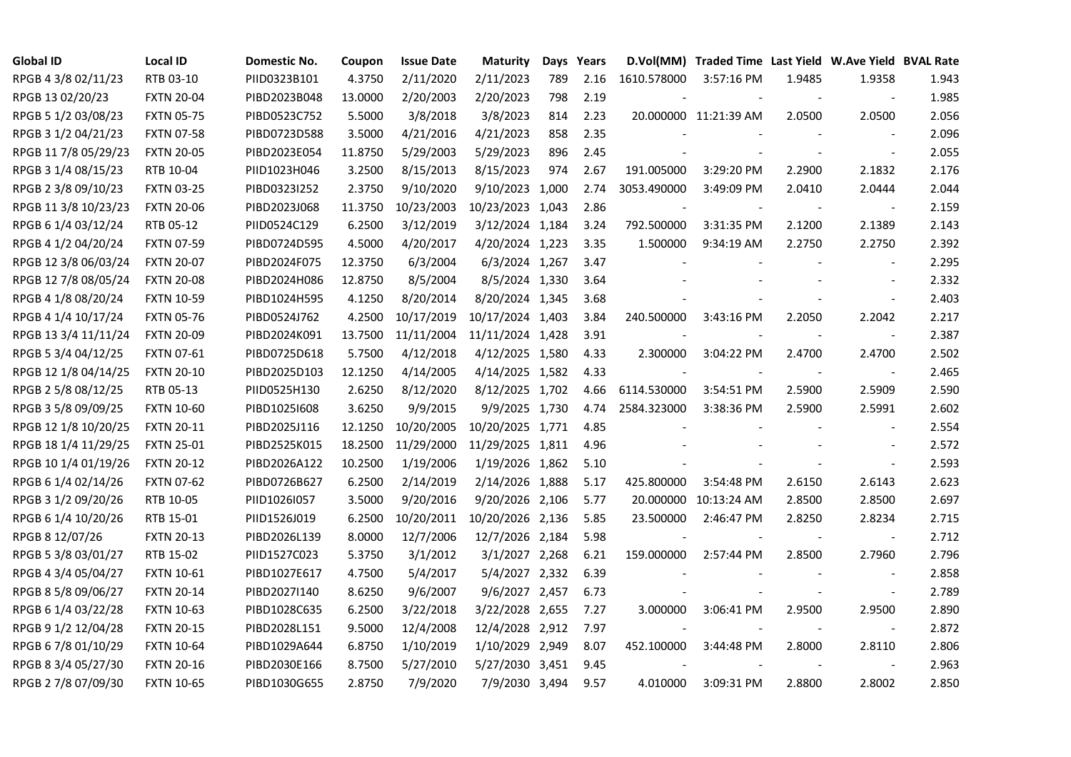| Global ID | Local ID | Domestic No. | Coupon | Issue Date | Maturity | Days | Years | D.Vol(MM) | Traded Time | Last Yield | W.Ave Yield | BVAL Rate |
|---|---|---|---|---|---|---|---|---|---|---|---|---|
| RPGB 4 3/8 02/11/23 | RTB 03-10 | PIID0323B101 | 4.3750 | 2/11/2020 | 2/11/2023 | 789 | 2.16 | 1610.578000 | 3:57:16 PM | 1.9485 | 1.9358 | 1.943 |
| RPGB 13 02/20/23 | FXTN 20-04 | PIBD2023B048 | 13.0000 | 2/20/2003 | 2/20/2023 | 798 | 2.19 | - | - | - | - | 1.985 |
| RPGB 5 1/2 03/08/23 | FXTN 05-75 | PIBD0523C752 | 5.5000 | 3/8/2018 | 3/8/2023 | 814 | 2.23 | 20.000000 | 11:21:39 AM | 2.0500 | 2.0500 | 2.056 |
| RPGB 3 1/2 04/21/23 | FXTN 07-58 | PIBD0723D588 | 3.5000 | 4/21/2016 | 4/21/2023 | 858 | 2.35 | - | - | - | - | 2.096 |
| RPGB 11 7/8 05/29/23 | FXTN 20-05 | PIBD2023E054 | 11.8750 | 5/29/2003 | 5/29/2023 | 896 | 2.45 | - | - | - | - | 2.055 |
| RPGB 3 1/4 08/15/23 | RTB 10-04 | PIID1023H046 | 3.2500 | 8/15/2013 | 8/15/2023 | 974 | 2.67 | 191.005000 | 3:29:20 PM | 2.2900 | 2.1832 | 2.176 |
| RPGB 2 3/8 09/10/23 | FXTN 03-25 | PIBD0323I252 | 2.3750 | 9/10/2020 | 9/10/2023 | 1,000 | 2.74 | 3053.490000 | 3:49:09 PM | 2.0410 | 2.0444 | 2.044 |
| RPGB 11 3/8 10/23/23 | FXTN 20-06 | PIBD2023J068 | 11.3750 | 10/23/2003 | 10/23/2023 | 1,043 | 2.86 | - | - | - | - | 2.159 |
| RPGB 6 1/4 03/12/24 | RTB 05-12 | PIID0524C129 | 6.2500 | 3/12/2019 | 3/12/2024 | 1,184 | 3.24 | 792.500000 | 3:31:35 PM | 2.1200 | 2.1389 | 2.143 |
| RPGB 4 1/2 04/20/24 | FXTN 07-59 | PIBD0724D595 | 4.5000 | 4/20/2017 | 4/20/2024 | 1,223 | 3.35 | 1.500000 | 9:34:19 AM | 2.2750 | 2.2750 | 2.392 |
| RPGB 12 3/8 06/03/24 | FXTN 20-07 | PIBD2024F075 | 12.3750 | 6/3/2004 | 6/3/2024 | 1,267 | 3.47 | - | - | - | - | 2.295 |
| RPGB 12 7/8 08/05/24 | FXTN 20-08 | PIBD2024H086 | 12.8750 | 8/5/2004 | 8/5/2024 | 1,330 | 3.64 | - | - | - | - | 2.332 |
| RPGB 4 1/8 08/20/24 | FXTN 10-59 | PIBD1024H595 | 4.1250 | 8/20/2014 | 8/20/2024 | 1,345 | 3.68 | - | - | - | - | 2.403 |
| RPGB 4 1/4 10/17/24 | FXTN 05-76 | PIBD0524J762 | 4.2500 | 10/17/2019 | 10/17/2024 | 1,403 | 3.84 | 240.500000 | 3:43:16 PM | 2.2050 | 2.2042 | 2.217 |
| RPGB 13 3/4 11/11/24 | FXTN 20-09 | PIBD2024K091 | 13.7500 | 11/11/2004 | 11/11/2024 | 1,428 | 3.91 | - | - | - | - | 2.387 |
| RPGB 5 3/4 04/12/25 | FXTN 07-61 | PIBD0725D618 | 5.7500 | 4/12/2018 | 4/12/2025 | 1,580 | 4.33 | 2.300000 | 3:04:22 PM | 2.4700 | 2.4700 | 2.502 |
| RPGB 12 1/8 04/14/25 | FXTN 20-10 | PIBD2025D103 | 12.1250 | 4/14/2005 | 4/14/2025 | 1,582 | 4.33 | - | - | - | - | 2.465 |
| RPGB 2 5/8 08/12/25 | RTB 05-13 | PIID0525H130 | 2.6250 | 8/12/2020 | 8/12/2025 | 1,702 | 4.66 | 6114.530000 | 3:54:51 PM | 2.5900 | 2.5909 | 2.590 |
| RPGB 3 5/8 09/09/25 | FXTN 10-60 | PIBD1025I608 | 3.6250 | 9/9/2015 | 9/9/2025 | 1,730 | 4.74 | 2584.323000 | 3:38:36 PM | 2.5900 | 2.5991 | 2.602 |
| RPGB 12 1/8 10/20/25 | FXTN 20-11 | PIBD2025J116 | 12.1250 | 10/20/2005 | 10/20/2025 | 1,771 | 4.85 | - | - | - | - | 2.554 |
| RPGB 18 1/4 11/29/25 | FXTN 25-01 | PIBD2525K015 | 18.2500 | 11/29/2000 | 11/29/2025 | 1,811 | 4.96 | - | - | - | - | 2.572 |
| RPGB 10 1/4 01/19/26 | FXTN 20-12 | PIBD2026A122 | 10.2500 | 1/19/2006 | 1/19/2026 | 1,862 | 5.10 | - | - | - | - | 2.593 |
| RPGB 6 1/4 02/14/26 | FXTN 07-62 | PIBD0726B627 | 6.2500 | 2/14/2019 | 2/14/2026 | 1,888 | 5.17 | 425.800000 | 3:54:48 PM | 2.6150 | 2.6143 | 2.623 |
| RPGB 3 1/2 09/20/26 | RTB 10-05 | PIID1026I057 | 3.5000 | 9/20/2016 | 9/20/2026 | 2,106 | 5.77 | 20.000000 | 10:13:24 AM | 2.8500 | 2.8500 | 2.697 |
| RPGB 6 1/4 10/20/26 | RTB 15-01 | PIID1526J019 | 6.2500 | 10/20/2011 | 10/20/2026 | 2,136 | 5.85 | 23.500000 | 2:46:47 PM | 2.8250 | 2.8234 | 2.715 |
| RPGB 8 12/07/26 | FXTN 20-13 | PIBD2026L139 | 8.0000 | 12/7/2006 | 12/7/2026 | 2,184 | 5.98 | - | - | - | - | 2.712 |
| RPGB 5 3/8 03/01/27 | RTB 15-02 | PIID1527C023 | 5.3750 | 3/1/2012 | 3/1/2027 | 2,268 | 6.21 | 159.000000 | 2:57:44 PM | 2.8500 | 2.7960 | 2.796 |
| RPGB 4 3/4 05/04/27 | FXTN 10-61 | PIBD1027E617 | 4.7500 | 5/4/2017 | 5/4/2027 | 2,332 | 6.39 | - | - | - | - | 2.858 |
| RPGB 8 5/8 09/06/27 | FXTN 20-14 | PIBD2027I140 | 8.6250 | 9/6/2007 | 9/6/2027 | 2,457 | 6.73 | - | - | - | - | 2.789 |
| RPGB 6 1/4 03/22/28 | FXTN 10-63 | PIBD1028C635 | 6.2500 | 3/22/2018 | 3/22/2028 | 2,655 | 7.27 | 3.000000 | 3:06:41 PM | 2.9500 | 2.9500 | 2.890 |
| RPGB 9 1/2 12/04/28 | FXTN 20-15 | PIBD2028L151 | 9.5000 | 12/4/2008 | 12/4/2028 | 2,912 | 7.97 | - | - | - | - | 2.872 |
| RPGB 6 7/8 01/10/29 | FXTN 10-64 | PIBD1029A644 | 6.8750 | 1/10/2019 | 1/10/2029 | 2,949 | 8.07 | 452.100000 | 3:44:48 PM | 2.8000 | 2.8110 | 2.806 |
| RPGB 8 3/4 05/27/30 | FXTN 20-16 | PIBD2030E166 | 8.7500 | 5/27/2010 | 5/27/2030 | 3,451 | 9.45 | - | - | - | - | 2.963 |
| RPGB 2 7/8 07/09/30 | FXTN 10-65 | PIBD1030G655 | 2.8750 | 7/9/2020 | 7/9/2030 | 3,494 | 9.57 | 4.010000 | 3:09:31 PM | 2.8800 | 2.8002 | 2.850 |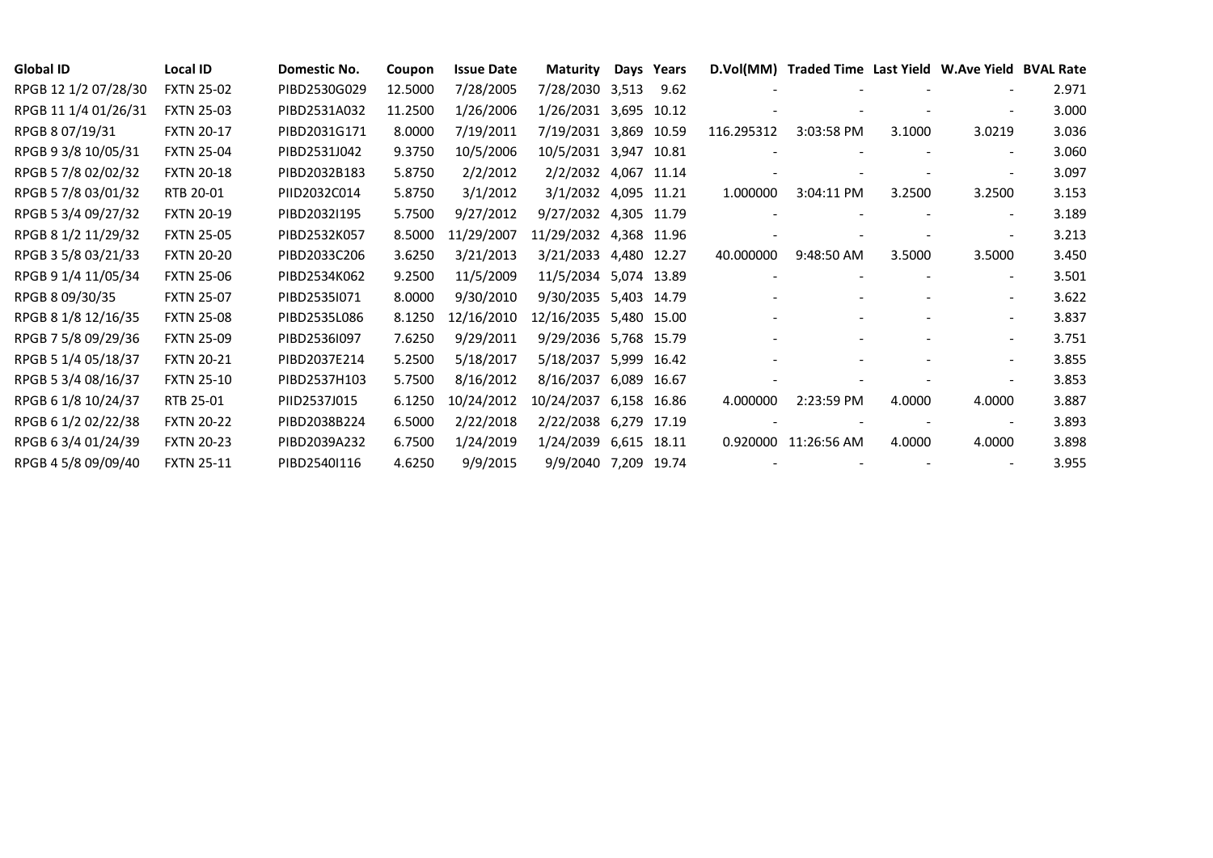| Global ID | Local ID | Domestic No. | Coupon | Issue Date | Maturity | Days | Years | D.Vol(MM) | Traded Time | Last Yield | W.Ave Yield | BVAL Rate |
|---|---|---|---|---|---|---|---|---|---|---|---|---|
| RPGB 12 1/2 07/28/30 | FXTN 25-02 | PIBD2530G029 | 12.5000 | 7/28/2005 | 7/28/2030 | 3,513 | 9.62 | - | - | - | - | 2.971 |
| RPGB 11 1/4 01/26/31 | FXTN 25-03 | PIBD2531A032 | 11.2500 | 1/26/2006 | 1/26/2031 | 3,695 | 10.12 | - | - | - | - | 3.000 |
| RPGB 8 07/19/31 | FXTN 20-17 | PIBD2031G171 | 8.0000 | 7/19/2011 | 7/19/2031 | 3,869 | 10.59 | 116.295312 | 3:03:58 PM | 3.1000 | 3.0219 | 3.036 |
| RPGB 9 3/8 10/05/31 | FXTN 25-04 | PIBD2531J042 | 9.3750 | 10/5/2006 | 10/5/2031 | 3,947 | 10.81 | - | - | - | - | 3.060 |
| RPGB 5 7/8 02/02/32 | FXTN 20-18 | PIBD2032B183 | 5.8750 | 2/2/2012 | 2/2/2032 | 4,067 | 11.14 | - | - | - | - | 3.097 |
| RPGB 5 7/8 03/01/32 | RTB 20-01 | PIID2032C014 | 5.8750 | 3/1/2012 | 3/1/2032 | 4,095 | 11.21 | 1.000000 | 3:04:11 PM | 3.2500 | 3.2500 | 3.153 |
| RPGB 5 3/4 09/27/32 | FXTN 20-19 | PIBD2032I195 | 5.7500 | 9/27/2012 | 9/27/2032 | 4,305 | 11.79 | - | - | - | - | 3.189 |
| RPGB 8 1/2 11/29/32 | FXTN 25-05 | PIBD2532K057 | 8.5000 | 11/29/2007 | 11/29/2032 | 4,368 | 11.96 | - | - | - | - | 3.213 |
| RPGB 3 5/8 03/21/33 | FXTN 20-20 | PIBD2033C206 | 3.6250 | 3/21/2013 | 3/21/2033 | 4,480 | 12.27 | 40.000000 | 9:48:50 AM | 3.5000 | 3.5000 | 3.450 |
| RPGB 9 1/4 11/05/34 | FXTN 25-06 | PIBD2534K062 | 9.2500 | 11/5/2009 | 11/5/2034 | 5,074 | 13.89 | - | - | - | - | 3.501 |
| RPGB 8 09/30/35 | FXTN 25-07 | PIBD2535I071 | 8.0000 | 9/30/2010 | 9/30/2035 | 5,403 | 14.79 | - | - | - | - | 3.622 |
| RPGB 8 1/8 12/16/35 | FXTN 25-08 | PIBD2535L086 | 8.1250 | 12/16/2010 | 12/16/2035 | 5,480 | 15.00 | - | - | - | - | 3.837 |
| RPGB 7 5/8 09/29/36 | FXTN 25-09 | PIBD2536I097 | 7.6250 | 9/29/2011 | 9/29/2036 | 5,768 | 15.79 | - | - | - | - | 3.751 |
| RPGB 5 1/4 05/18/37 | FXTN 20-21 | PIBD2037E214 | 5.2500 | 5/18/2017 | 5/18/2037 | 5,999 | 16.42 | - | - | - | - | 3.855 |
| RPGB 5 3/4 08/16/37 | FXTN 25-10 | PIBD2537H103 | 5.7500 | 8/16/2012 | 8/16/2037 | 6,089 | 16.67 | - | - | - | - | 3.853 |
| RPGB 6 1/8 10/24/37 | RTB 25-01 | PIID2537J015 | 6.1250 | 10/24/2012 | 10/24/2037 | 6,158 | 16.86 | 4.000000 | 2:23:59 PM | 4.0000 | 4.0000 | 3.887 |
| RPGB 6 1/2 02/22/38 | FXTN 20-22 | PIBD2038B224 | 6.5000 | 2/22/2018 | 2/22/2038 | 6,279 | 17.19 | - | - | - | - | 3.893 |
| RPGB 6 3/4 01/24/39 | FXTN 20-23 | PIBD2039A232 | 6.7500 | 1/24/2019 | 1/24/2039 | 6,615 | 18.11 | 0.920000 | 11:26:56 AM | 4.0000 | 4.0000 | 3.898 |
| RPGB 4 5/8 09/09/40 | FXTN 25-11 | PIBD2540I116 | 4.6250 | 9/9/2015 | 9/9/2040 | 7,209 | 19.74 | - | - | - | - | 3.955 |